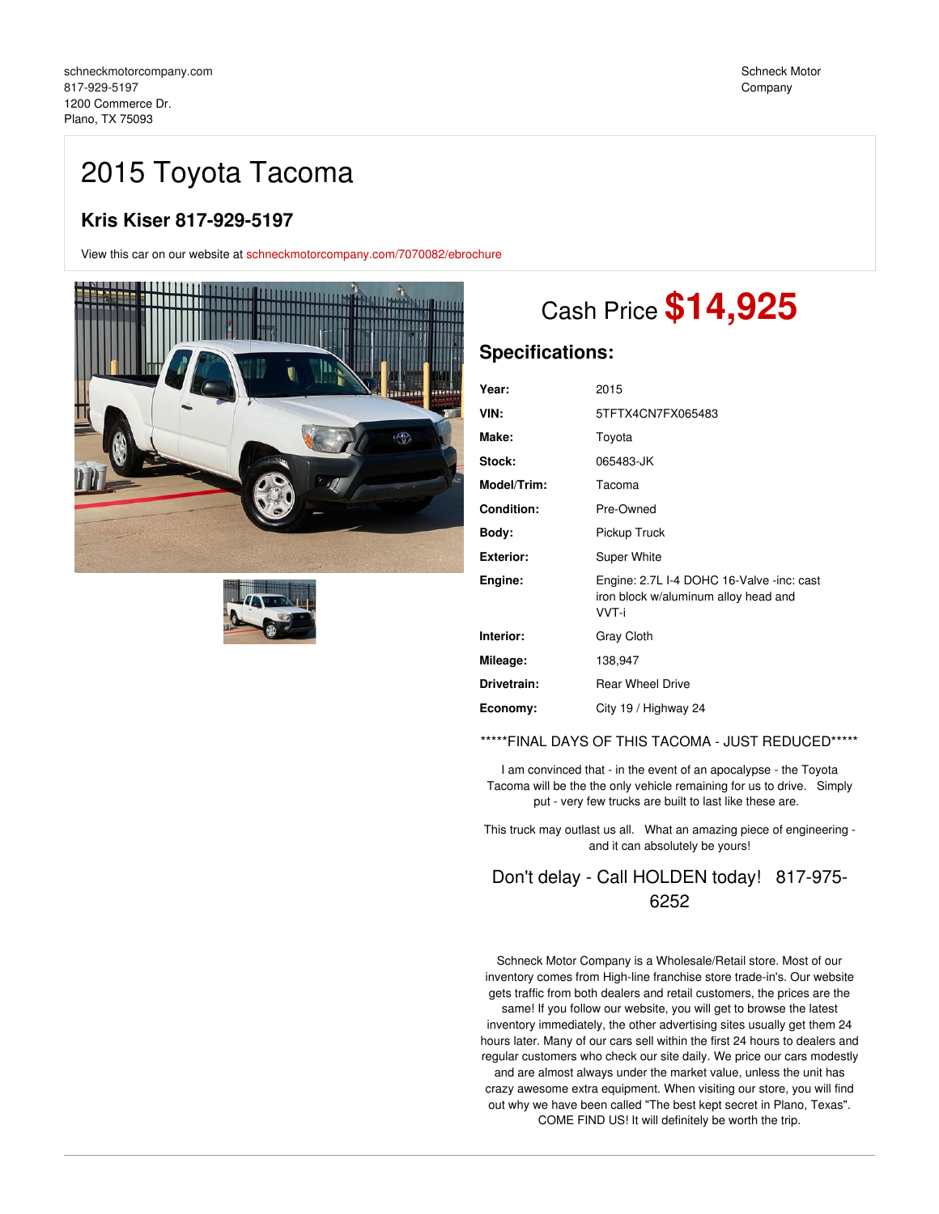schneckmotorcompany.com
817-929-5197
1200 Commerce Dr.
Plano, TX 75093

Schneck Motor Company

# 2015 Toyota Tacoma

## Kris Kiser 817-929-5197

View this car on our website at schneckmotorcompany.com/7070082/ebrochure

Cash Price **$14,925**

## Specifications:

| | |
|---|---|
| **Year:** | 2015 |
| **VIN:** | 5TFTX4CN7FX065483 |
| **Make:** | Toyota |
| **Stock:** | 065483-JK |
| **Model/Trim:** | Tacoma |
| **Condition:** | Pre-Owned |
| **Body:** | Pickup Truck |
| **Exterior:** | Super White |
| **Engine:** | Engine: 2.7L I-4 DOHC 16-Valve -inc: cast iron block w/aluminum alloy head and VVT-i |
| **Interior:** | Gray Cloth |
| **Mileage:** | 138,947 |
| **Drivetrain:** | Rear Wheel Drive |
| **Economy:** | City 19 / Highway 24 |

*****FINAL DAYS OF THIS TACOMA - JUST REDUCED*****

I am convinced that - in the event of an apocalypse - the Toyota Tacoma will be the the only vehicle remaining for us to drive. Simply put - very few trucks are built to last like these are.

This truck may outlast us all. What an amazing piece of engineering - and it can absolutely be yours!

Don't delay - Call HOLDEN today! 817-975-6252

Schneck Motor Company is a Wholesale/Retail store. Most of our inventory comes from High-line franchise store trade-in's. Our website gets traffic from both dealers and retail customers, the prices are the same! If you follow our website, you will get to browse the latest inventory immediately, the other advertising sites usually get them 24 hours later. Many of our cars sell within the first 24 hours to dealers and regular customers who check our site daily. We price our cars modestly and are almost always under the market value, unless the unit has crazy awesome extra equipment. When visiting our store, you will find out why we have been called "The best kept secret in Plano, Texas". COME FIND US! It will definitely be worth the trip.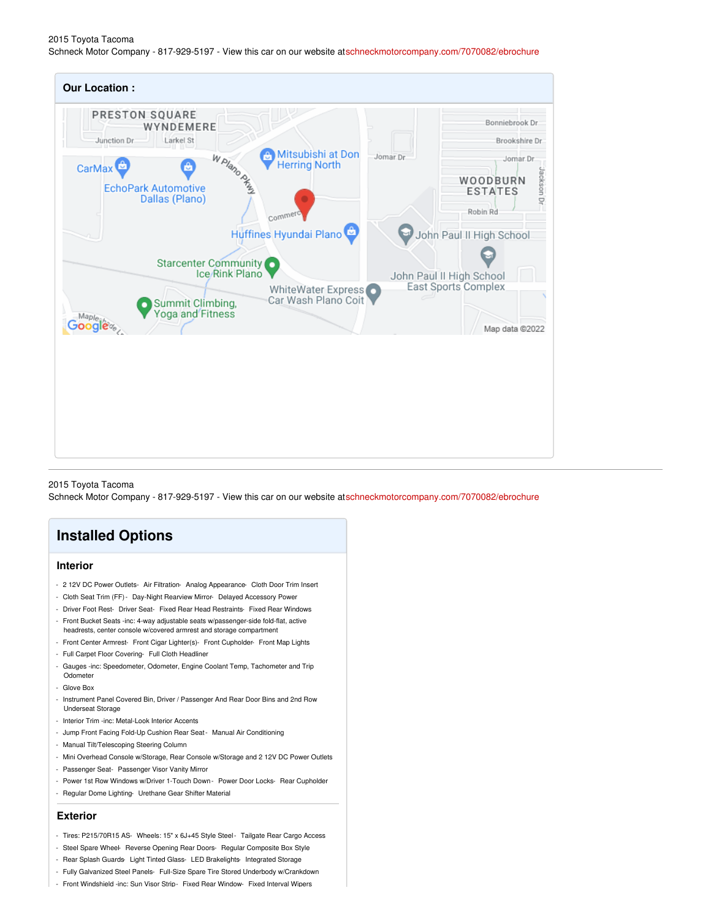2015 Toyota Tacoma
Schneck Motor Company - 817-929-5197 - View this car on our website at schneckmotorcompany.com/7070082/ebrochure

## Our Location :

2015 Toyota Tacoma
Schneck Motor Company - 817-929-5197 - View this car on our website at schneckmotorcompany.com/7070082/ebrochure

# Installed Options

## Interior

- 2 12V DC Power Outlets- Air Filtration- Analog Appearance- Cloth Door Trim Insert
- Cloth Seat Trim (FF)- Day-Night Rearview Mirror- Delayed Accessory Power
- Driver Foot Rest- Driver Seat- Fixed Rear Head Restraints- Fixed Rear Windows
- Front Bucket Seats -inc: 4-way adjustable seats w/passenger-side fold-flat, active headrests, center console w/covered armrest and storage compartment
- Front Center Armrest- Front Cigar Lighter(s)- Front Cupholder- Front Map Lights
- Full Carpet Floor Covering- Full Cloth Headliner
- Gauges -inc: Speedometer, Odometer, Engine Coolant Temp, Tachometer and Trip Odometer
- Glove Box
- Instrument Panel Covered Bin, Driver / Passenger And Rear Door Bins and 2nd Row Underseat Storage
- Interior Trim -inc: Metal-Look Interior Accents
- Jump Front Facing Fold-Up Cushion Rear Seat- Manual Air Conditioning
- Manual Tilt/Telescoping Steering Column
- Mini Overhead Console w/Storage, Rear Console w/Storage and 2 12V DC Power Outlets
- Passenger Seat- Passenger Visor Vanity Mirror
- Power 1st Row Windows w/Driver 1-Touch Down- Power Door Locks- Rear Cupholder
- Regular Dome Lighting- Urethane Gear Shifter Material

## Exterior

- Tires: P215/70R15 AS- Wheels: 15" x 6J+45 Style Steel- Tailgate Rear Cargo Access
- Steel Spare Wheel- Reverse Opening Rear Doors- Regular Composite Box Style
- Rear Splash Guards- Light Tinted Glass- LED Brakelights- Integrated Storage
- Fully Galvanized Steel Panels- Full-Size Spare Tire Stored Underbody w/Crankdown
- Front Windshield -inc: Sun Visor Strip- Fixed Rear Window- Fixed Interval Wipers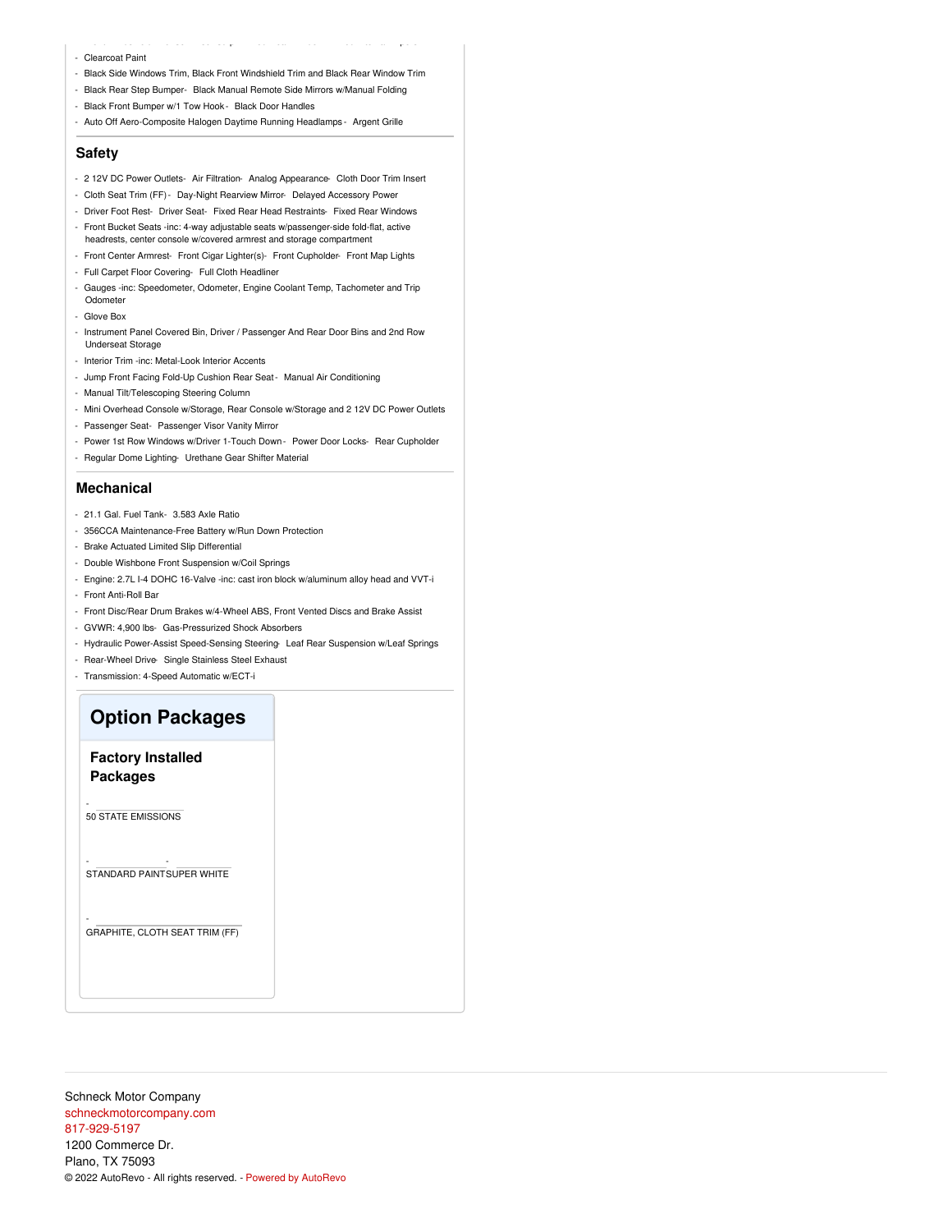- Clearcoat Paint
- Black Side Windows Trim, Black Front Windshield Trim and Black Rear Window Trim
- Black Rear Step Bumper- Black Manual Remote Side Mirrors w/Manual Folding
- Black Front Bumper w/1 Tow Hook - Black Door Handles
- Auto Off Aero-Composite Halogen Daytime Running Headlamps - Argent Grille

## Safety

- 2 12V DC Power Outlets- Air Filtration- Analog Appearance- Cloth Door Trim Insert
- Cloth Seat Trim (FF) - Day-Night Rearview Mirror- Delayed Accessory Power
- Driver Foot Rest- Driver Seat- Fixed Rear Head Restraints- Fixed Rear Windows
- Front Bucket Seats -inc: 4-way adjustable seats w/passenger-side fold-flat, active headrests, center console w/covered armrest and storage compartment
- Front Center Armrest- Front Cigar Lighter(s)- Front Cupholder- Front Map Lights
- Full Carpet Floor Covering- Full Cloth Headliner
- Gauges -inc: Speedometer, Odometer, Engine Coolant Temp, Tachometer and Trip Odometer
- Glove Box
- Instrument Panel Covered Bin, Driver / Passenger And Rear Door Bins and 2nd Row Underseat Storage
- Interior Trim -inc: Metal-Look Interior Accents
- Jump Front Facing Fold-Up Cushion Rear Seat - Manual Air Conditioning
- Manual Tilt/Telescoping Steering Column
- Mini Overhead Console w/Storage, Rear Console w/Storage and 2 12V DC Power Outlets
- Passenger Seat- Passenger Visor Vanity Mirror
- Power 1st Row Windows w/Driver 1-Touch Down - Power Door Locks- Rear Cupholder
- Regular Dome Lighting- Urethane Gear Shifter Material

## Mechanical

- 21.1 Gal. Fuel Tank- 3.583 Axle Ratio
- 356CCA Maintenance-Free Battery w/Run Down Protection
- Brake Actuated Limited Slip Differential
- Double Wishbone Front Suspension w/Coil Springs
- Engine: 2.7L I-4 DOHC 16-Valve -inc: cast iron block w/aluminum alloy head and VVT-i
- Front Anti-Roll Bar
- Front Disc/Rear Drum Brakes w/4-Wheel ABS, Front Vented Discs and Brake Assist
- GVWR: 4,900 lbs- Gas-Pressurized Shock Absorbers
- Hydraulic Power-Assist Speed-Sensing Steering- Leaf Rear Suspension w/Leaf Springs
- Rear-Wheel Drive- Single Stainless Steel Exhaust
- Transmission: 4-Speed Automatic w/ECT-i

# Option Packages

### Factory Installed Packages

- 50 STATE EMISSIONS

- STANDARD PAINT
- SUPER WHITE

- GRAPHITE, CLOTH SEAT TRIM (FF)

Schneck Motor Company
schneckmotorcompany.com
817-929-5197
1200 Commerce Dr.
Plano, TX 75093
© 2022 AutoRevo - All rights reserved. - Powered by AutoRevo